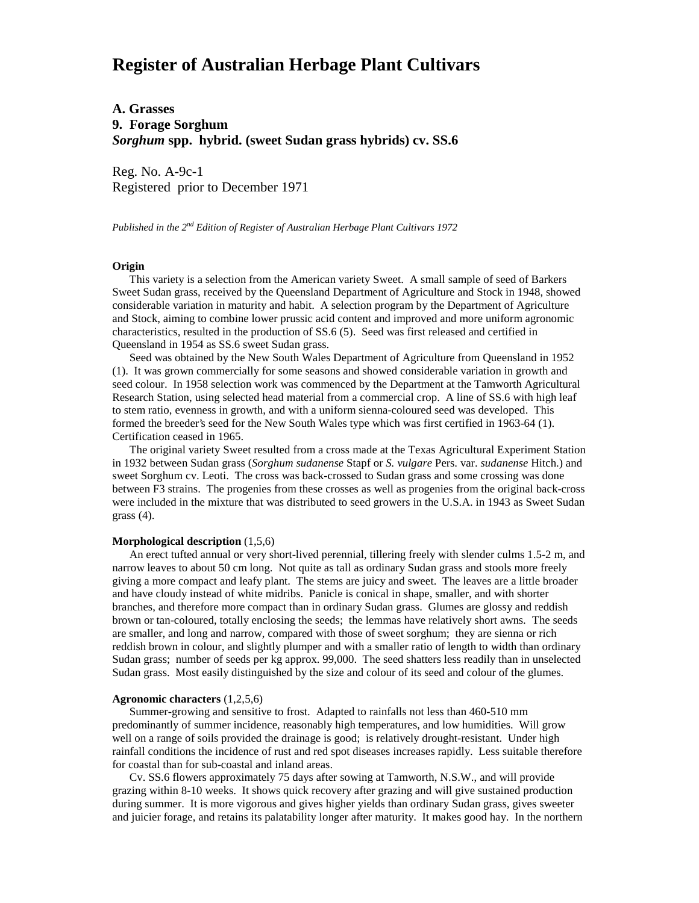# Register of Australian Herbage Plant Cultivars

## A. Grasses

## 9. Forage Sorghum

## *Sorghum* spp. hybrid. (sweet Sudan grass hybrids) cv. SS.6

Reg. No. A-9c-1
Registered prior to December 1971

*Published in the 2nd Edition of Register of Australian Herbage Plant Cultivars 1972*

**Origin**

This variety is a selection from the American variety Sweet. A small sample of seed of Barkers Sweet Sudan grass, received by the Queensland Department of Agriculture and Stock in 1948, showed considerable variation in maturity and habit. A selection program by the Department of Agriculture and Stock, aiming to combine lower prussic acid content and improved and more uniform agronomic characteristics, resulted in the production of SS.6 (5). Seed was first released and certified in Queensland in 1954 as SS.6 sweet Sudan grass.

Seed was obtained by the New South Wales Department of Agriculture from Queensland in 1952 (1). It was grown commercially for some seasons and showed considerable variation in growth and seed colour. In 1958 selection work was commenced by the Department at the Tamworth Agricultural Research Station, using selected head material from a commercial crop. A line of SS.6 with high leaf to stem ratio, evenness in growth, and with a uniform sienna-coloured seed was developed. This formed the breeder's seed for the New South Wales type which was first certified in 1963-64 (1). Certification ceased in 1965.

The original variety Sweet resulted from a cross made at the Texas Agricultural Experiment Station in 1932 between Sudan grass (*Sorghum sudanense* Stapf or *S. vulgare* Pers. var. *sudanense* Hitch.) and sweet Sorghum cv. Leoti. The cross was back-crossed to Sudan grass and some crossing was done between F3 strains. The progenies from these crosses as well as progenies from the original back-cross were included in the mixture that was distributed to seed growers in the U.S.A. in 1943 as Sweet Sudan grass (4).

**Morphological description** (1,5,6)

An erect tufted annual or very short-lived perennial, tillering freely with slender culms 1.5-2 m, and narrow leaves to about 50 cm long. Not quite as tall as ordinary Sudan grass and stools more freely giving a more compact and leafy plant. The stems are juicy and sweet. The leaves are a little broader and have cloudy instead of white midribs. Panicle is conical in shape, smaller, and with shorter branches, and therefore more compact than in ordinary Sudan grass. Glumes are glossy and reddish brown or tan-coloured, totally enclosing the seeds; the lemmas have relatively short awns. The seeds are smaller, and long and narrow, compared with those of sweet sorghum; they are sienna or rich reddish brown in colour, and slightly plumper and with a smaller ratio of length to width than ordinary Sudan grass; number of seeds per kg approx. 99,000. The seed shatters less readily than in unselected Sudan grass. Most easily distinguished by the size and colour of its seed and colour of the glumes.

**Agronomic characters** (1,2,5,6)

Summer-growing and sensitive to frost. Adapted to rainfalls not less than 460-510 mm predominantly of summer incidence, reasonably high temperatures, and low humidities. Will grow well on a range of soils provided the drainage is good; is relatively drought-resistant. Under high rainfall conditions the incidence of rust and red spot diseases increases rapidly. Less suitable therefore for coastal than for sub-coastal and inland areas.

Cv. SS.6 flowers approximately 75 days after sowing at Tamworth, N.S.W., and will provide grazing within 8-10 weeks. It shows quick recovery after grazing and will give sustained production during summer. It is more vigorous and gives higher yields than ordinary Sudan grass, gives sweeter and juicier forage, and retains its palatability longer after maturity. It makes good hay. In the northern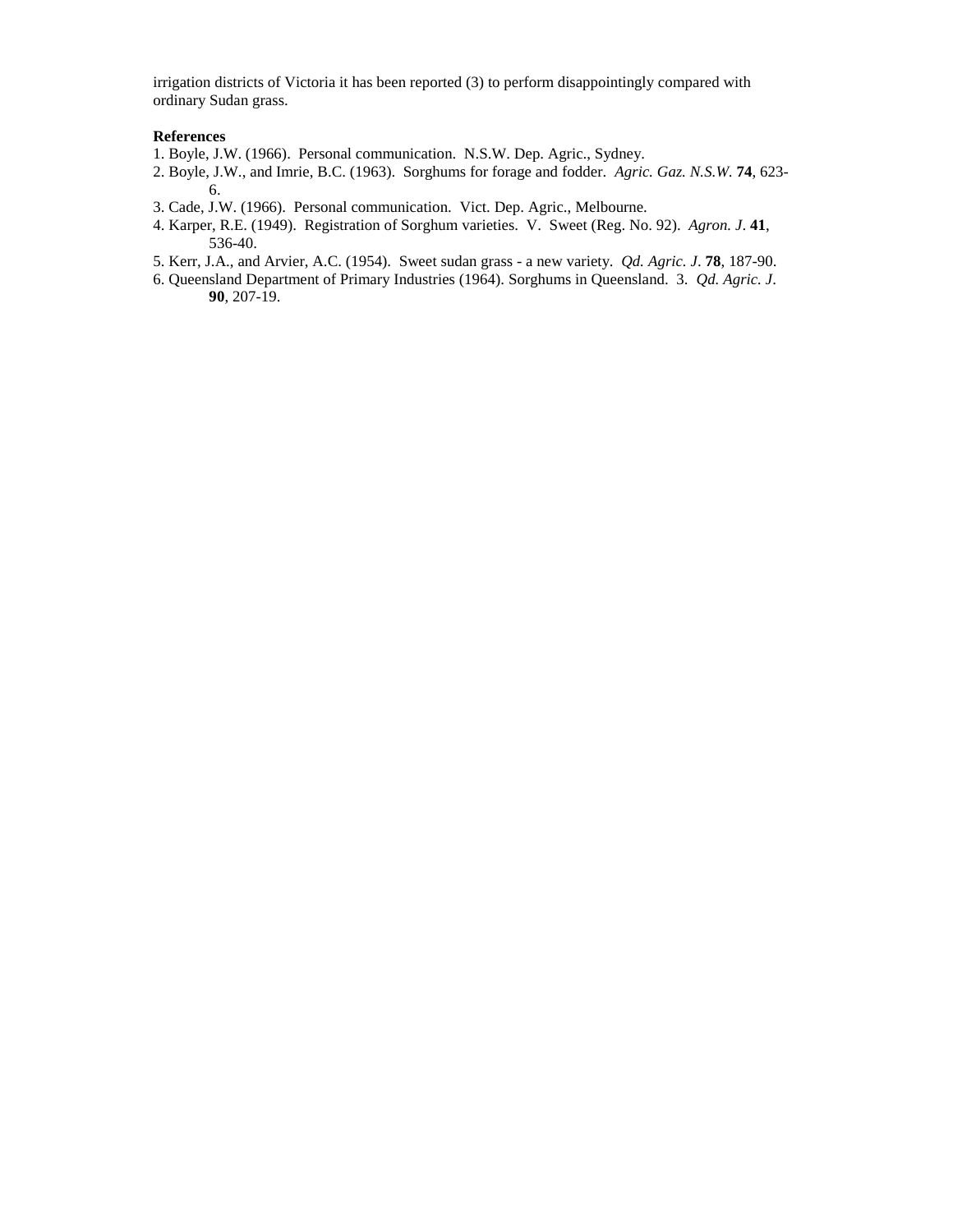irrigation districts of Victoria it has been reported (3) to perform disappointingly compared with ordinary Sudan grass.

**References**

1. Boyle, J.W. (1966). Personal communication. N.S.W. Dep. Agric., Sydney.
2. Boyle, J.W., and Imrie, B.C. (1963). Sorghums for forage and fodder. *Agric. Gaz. N.S.W.* **74**, 623-6.
3. Cade, J.W. (1966). Personal communication. Vict. Dep. Agric., Melbourne.
4. Karper, R.E. (1949). Registration of Sorghum varieties. V. Sweet (Reg. No. 92). *Agron. J*. **41**, 536-40.
5. Kerr, J.A., and Arvier, A.C. (1954). Sweet sudan grass - a new variety. *Qd. Agric. J*. **78**, 187-90.
6. Queensland Department of Primary Industries (1964). Sorghums in Queensland. 3. *Qd. Agric. J*. **90**, 207-19.